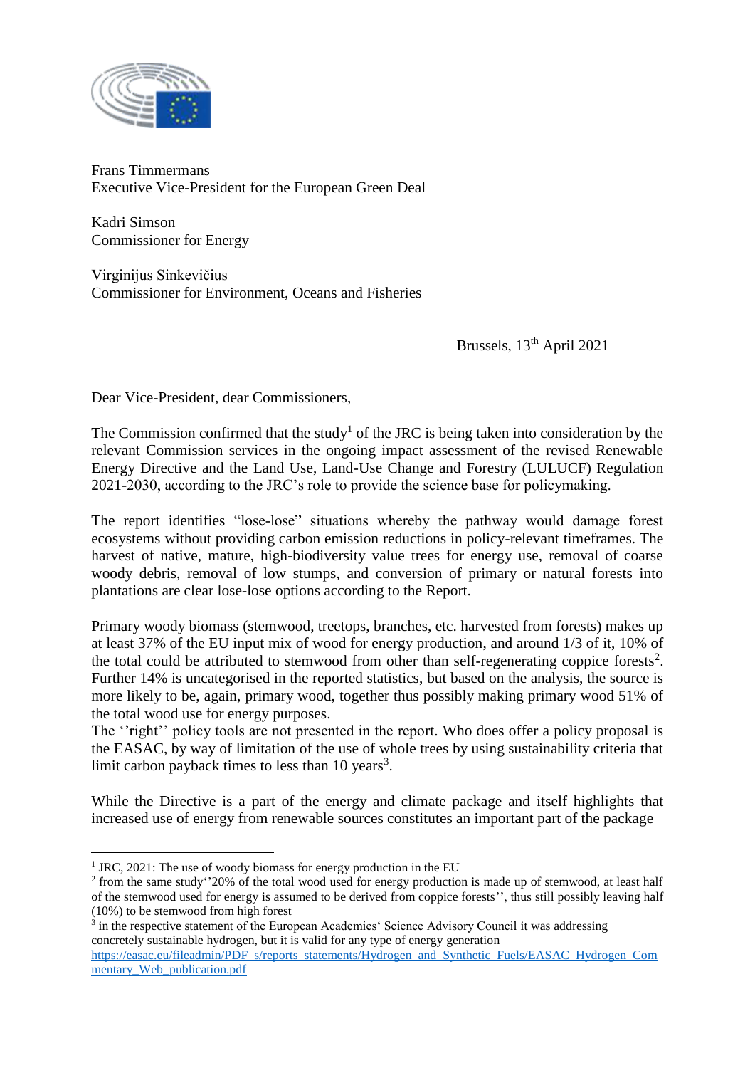Frans Timmermans
Executive Vice-President for the European Green Deal

Kadri Simson
Commissioner for Energy

Virginijus Sinkevičius
Commissioner for Environment, Oceans and Fisheries

Brussels, 13th April 2021

Dear Vice-President, dear Commissioners,

The Commission confirmed that the study[1] of the JRC is being taken into consideration by the relevant Commission services in the ongoing impact assessment of the revised Renewable Energy Directive and the Land Use, Land-Use Change and Forestry (LULUCF) Regulation 2021-2030, according to the JRC's role to provide the science base for policymaking.

The report identifies "lose-lose" situations whereby the pathway would damage forest ecosystems without providing carbon emission reductions in policy-relevant timeframes. The harvest of native, mature, high-biodiversity value trees for energy use, removal of coarse woody debris, removal of low stumps, and conversion of primary or natural forests into plantations are clear lose-lose options according to the Report.

Primary woody biomass (stemwood, treetops, branches, etc. harvested from forests) makes up at least 37% of the EU input mix of wood for energy production, and around 1/3 of it, 10% of the total could be attributed to stemwood from other than self-regenerating coppice forests[2]. Further 14% is uncategorised in the reported statistics, but based on the analysis, the source is more likely to be, again, primary wood, together thus possibly making primary wood 51% of the total wood use for energy purposes.

The ''right'' policy tools are not presented in the report. Who does offer a policy proposal is the EASAC, by way of limitation of the use of whole trees by using sustainability criteria that limit carbon payback times to less than 10 years[3].

While the Directive is a part of the energy and climate package and itself highlights that increased use of energy from renewable sources constitutes an important part of the package

---

[1] JRC, 2021: The use of woody biomass for energy production in the EU

[2] from the same study''20% of the total wood used for energy production is made up of stemwood, at least half of the stemwood used for energy is assumed to be derived from coppice forests'', thus still possibly leaving half (10%) to be stemwood from high forest

[3] in the respective statement of the European Academies' Science Advisory Council it was addressing concretely sustainable hydrogen, but it is valid for any type of energy generation https://easac.eu/fileadmin/PDF_s/reports_statements/Hydrogen_and_Synthetic_Fuels/EASAC_Hydrogen_Commentary_Web_publication.pdf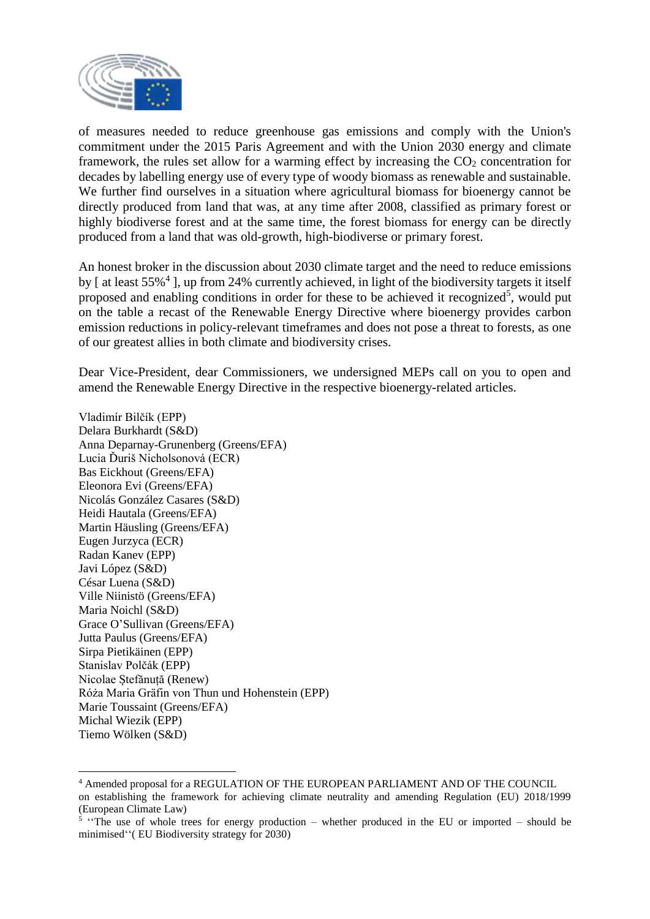of measures needed to reduce greenhouse gas emissions and comply with the Union's commitment under the 2015 Paris Agreement and with the Union 2030 energy and climate framework, the rules set allow for a warming effect by increasing the $CO_2$ concentration for decades by labelling energy use of every type of woody biomass as renewable and sustainable. We further find ourselves in a situation where agricultural biomass for bioenergy cannot be directly produced from land that was, at any time after 2008, classified as primary forest or highly biodiverse forest and at the same time, the forest biomass for energy can be directly produced from a land that was old-growth, high-biodiverse or primary forest.

An honest broker in the discussion about 2030 climate target and the need to reduce emissions by [ at least 55%[4] ], up from 24% currently achieved, in light of the biodiversity targets it itself proposed and enabling conditions in order for these to be achieved it recognized[5], would put on the table a recast of the Renewable Energy Directive where bioenergy provides carbon emission reductions in policy-relevant timeframes and does not pose a threat to forests, as one of our greatest allies in both climate and biodiversity crises.

Dear Vice-President, dear Commissioners, we undersigned MEPs call on you to open and amend the Renewable Energy Directive in the respective bioenergy-related articles.

Vladimír Bilčík (EPP)
Delara Burkhardt (S&D)
Anna Deparnay-Grunenberg (Greens/EFA)
Lucia Ďuriš Nicholsonová (ECR)
Bas Eickhout (Greens/EFA)
Eleonora Evi (Greens/EFA)
Nicolás González Casares (S&D)
Heidi Hautala (Greens/EFA)
Martin Häusling (Greens/EFA)
Eugen Jurzyca (ECR)
Radan Kanev (EPP)
Javi López (S&D)
César Luena (S&D)
Ville Niinistö (Greens/EFA)
Maria Noichl (S&D)
Grace O'Sullivan (Greens/EFA)
Jutta Paulus (Greens/EFA)
Sirpa Pietikäinen (EPP)
Stanislav Polčák (EPP)
Nicolae Ştefănuță (Renew)
Róża Maria Gräfin von Thun und Hohenstein (EPP)
Marie Toussaint (Greens/EFA)
Michal Wiezik (EPP)
Tiemo Wölken (S&D)

---

[4] Amended proposal for a REGULATION OF THE EUROPEAN PARLIAMENT AND OF THE COUNCIL on establishing the framework for achieving climate neutrality and amending Regulation (EU) 2018/1999 (European Climate Law)

[5] ''The use of whole trees for energy production – whether produced in the EU or imported – should be minimised''( EU Biodiversity strategy for 2030)